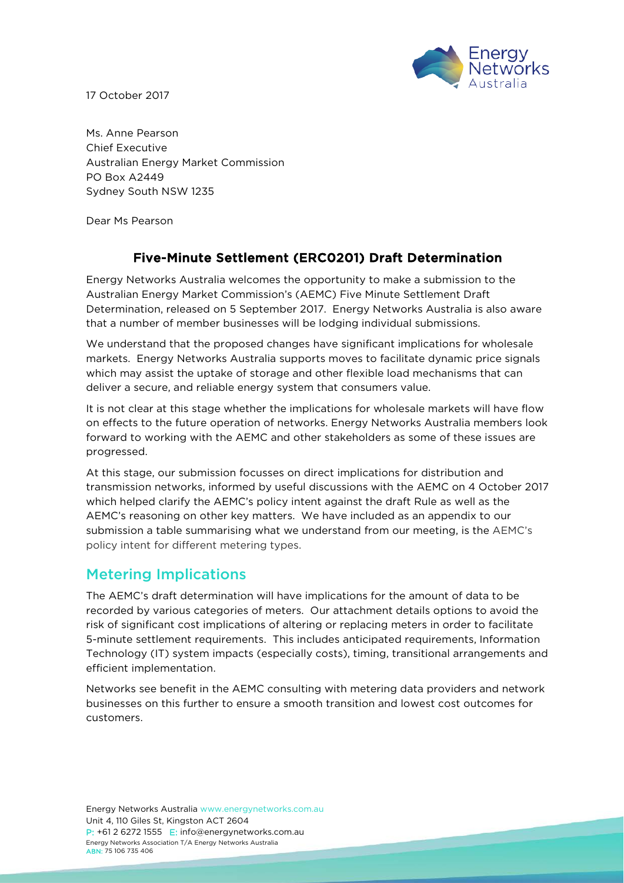17 October 2017

Ms. Anne Pearson
Chief Executive
Australian Energy Market Commission
PO Box A2449
Sydney South NSW 1235

Dear Ms Pearson

## Five-Minute Settlement (ERC0201) Draft Determination

Energy Networks Australia welcomes the opportunity to make a submission to the Australian Energy Market Commission's (AEMC) Five Minute Settlement Draft Determination, released on 5 September 2017. Energy Networks Australia is also aware that a number of member businesses will be lodging individual submissions.

We understand that the proposed changes have significant implications for wholesale markets. Energy Networks Australia supports moves to facilitate dynamic price signals which may assist the uptake of storage and other flexible load mechanisms that can deliver a secure, and reliable energy system that consumers value.

It is not clear at this stage whether the implications for wholesale markets will have flow on effects to the future operation of networks. Energy Networks Australia members look forward to working with the AEMC and other stakeholders as some of these issues are progressed.

At this stage, our submission focusses on direct implications for distribution and transmission networks, informed by useful discussions with the AEMC on 4 October 2017 which helped clarify the AEMC's policy intent against the draft Rule as well as the AEMC's reasoning on other key matters. We have included as an appendix to our submission a table summarising what we understand from our meeting, is the AEMC's policy intent for different metering types.

## Metering Implications

The AEMC's draft determination will have implications for the amount of data to be recorded by various categories of meters. Our attachment details options to avoid the risk of significant cost implications of altering or replacing meters in order to facilitate 5-minute settlement requirements. This includes anticipated requirements, Information Technology (IT) system impacts (especially costs), timing, transitional arrangements and efficient implementation.

Networks see benefit in the AEMC consulting with metering data providers and network businesses on this further to ensure a smooth transition and lowest cost outcomes for customers.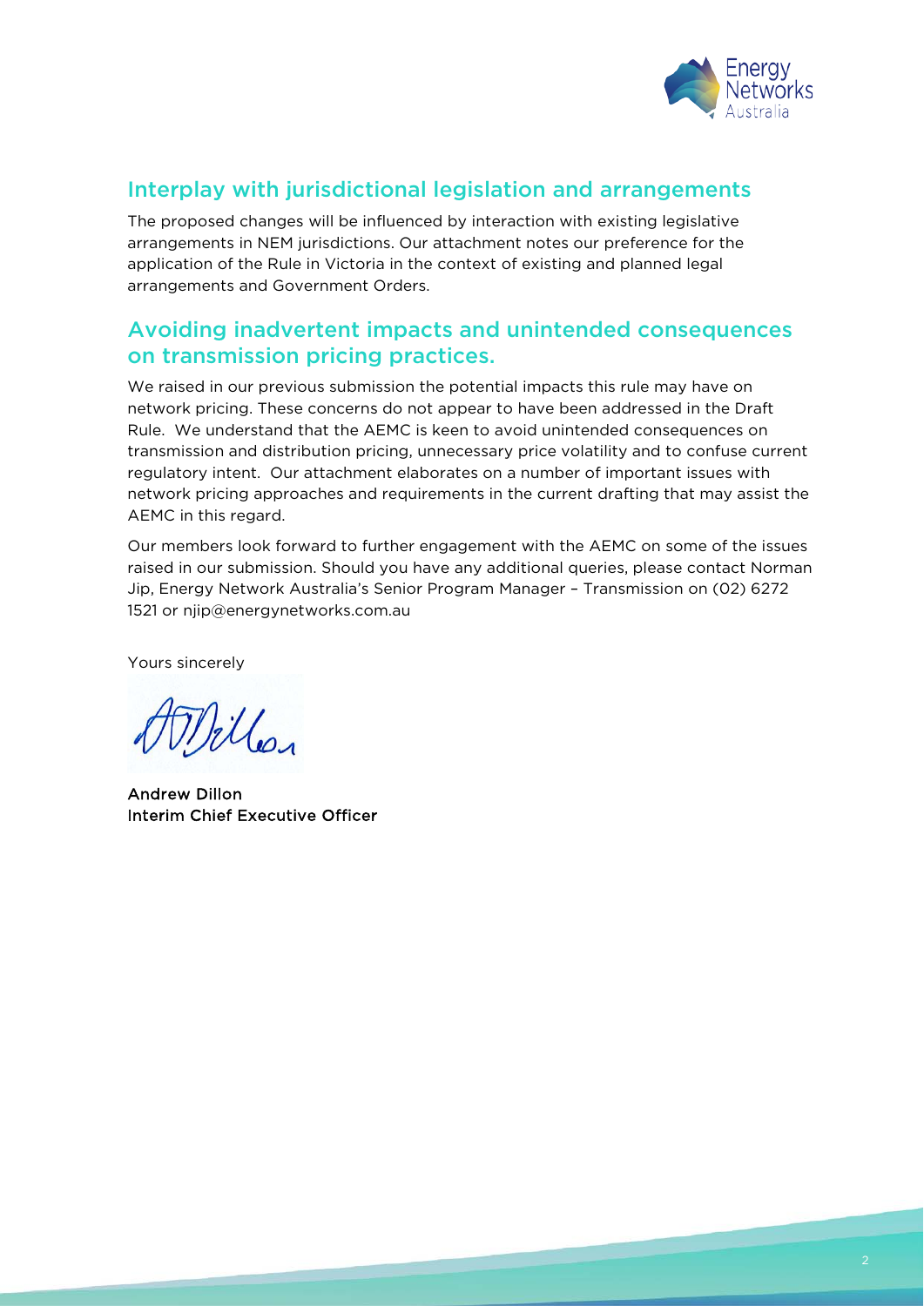## Interplay with jurisdictional legislation and arrangements

The proposed changes will be influenced by interaction with existing legislative arrangements in NEM jurisdictions. Our attachment notes our preference for the application of the Rule in Victoria in the context of existing and planned legal arrangements and Government Orders.

## Avoiding inadvertent impacts and unintended consequences on transmission pricing practices.

We raised in our previous submission the potential impacts this rule may have on network pricing. These concerns do not appear to have been addressed in the Draft Rule. We understand that the AEMC is keen to avoid unintended consequences on transmission and distribution pricing, unnecessary price volatility and to confuse current regulatory intent. Our attachment elaborates on a number of important issues with network pricing approaches and requirements in the current drafting that may assist the AEMC in this regard.

Our members look forward to further engagement with the AEMC on some of the issues raised in our submission. Should you have any additional queries, please contact Norman Jip, Energy Network Australia's Senior Program Manager – Transmission on (02) 6272 1521 or njip@energynetworks.com.au

Yours sincerely

**Andrew Dillon**
**Interim Chief Executive Officer**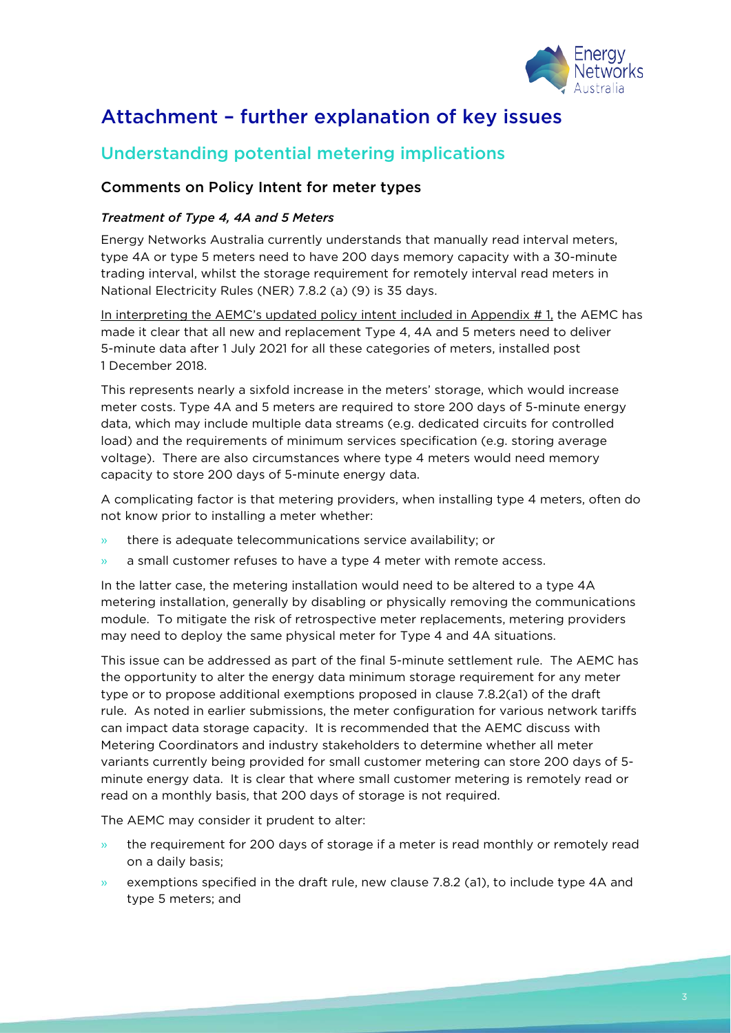# Attachment – further explanation of key issues

## Understanding potential metering implications

### Comments on Policy Intent for meter types

#### *Treatment of Type 4, 4A and 5 Meters*

Energy Networks Australia currently understands that manually read interval meters, type 4A or type 5 meters need to have 200 days memory capacity with a 30-minute trading interval, whilst the storage requirement for remotely interval read meters in National Electricity Rules (NER) 7.8.2 (a) (9) is 35 days.

In interpreting the AEMC's updated policy intent included in Appendix # 1, the AEMC has made it clear that all new and replacement Type 4, 4A and 5 meters need to deliver 5-minute data after 1 July 2021 for all these categories of meters, installed post 1 December 2018.

This represents nearly a sixfold increase in the meters' storage, which would increase meter costs. Type 4A and 5 meters are required to store 200 days of 5-minute energy data, which may include multiple data streams (e.g. dedicated circuits for controlled load) and the requirements of minimum services specification (e.g. storing average voltage). There are also circumstances where type 4 meters would need memory capacity to store 200 days of 5-minute energy data.

A complicating factor is that metering providers, when installing type 4 meters, often do not know prior to installing a meter whether:

- there is adequate telecommunications service availability; or
- a small customer refuses to have a type 4 meter with remote access.

In the latter case, the metering installation would need to be altered to a type 4A metering installation, generally by disabling or physically removing the communications module. To mitigate the risk of retrospective meter replacements, metering providers may need to deploy the same physical meter for Type 4 and 4A situations.

This issue can be addressed as part of the final 5-minute settlement rule. The AEMC has the opportunity to alter the energy data minimum storage requirement for any meter type or to propose additional exemptions proposed in clause 7.8.2(a1) of the draft rule. As noted in earlier submissions, the meter configuration for various network tariffs can impact data storage capacity. It is recommended that the AEMC discuss with Metering Coordinators and industry stakeholders to determine whether all meter variants currently being provided for small customer metering can store 200 days of 5-minute energy data. It is clear that where small customer metering is remotely read or read on a monthly basis, that 200 days of storage is not required.

The AEMC may consider it prudent to alter:

- the requirement for 200 days of storage if a meter is read monthly or remotely read on a daily basis;
- exemptions specified in the draft rule, new clause 7.8.2 (a1), to include type 4A and type 5 meters; and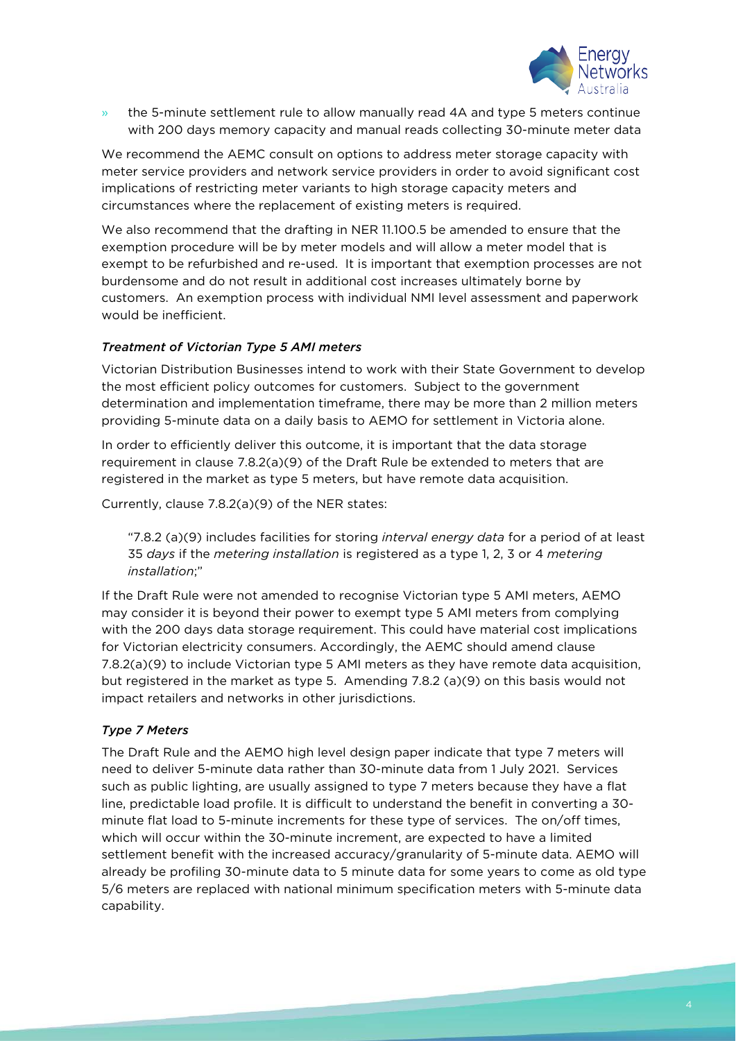- the 5-minute settlement rule to allow manually read 4A and type 5 meters continue with 200 days memory capacity and manual reads collecting 30-minute meter data

We recommend the AEMC consult on options to address meter storage capacity with meter service providers and network service providers in order to avoid significant cost implications of restricting meter variants to high storage capacity meters and circumstances where the replacement of existing meters is required.

We also recommend that the drafting in NER 11.100.5 be amended to ensure that the exemption procedure will be by meter models and will allow a meter model that is exempt to be refurbished and re-used. It is important that exemption processes are not burdensome and do not result in additional cost increases ultimately borne by customers. An exemption process with individual NMI level assessment and paperwork would be inefficient.

### *Treatment of Victorian Type 5 AMI meters*

Victorian Distribution Businesses intend to work with their State Government to develop the most efficient policy outcomes for customers. Subject to the government determination and implementation timeframe, there may be more than 2 million meters providing 5-minute data on a daily basis to AEMO for settlement in Victoria alone.

In order to efficiently deliver this outcome, it is important that the data storage requirement in clause 7.8.2(a)(9) of the Draft Rule be extended to meters that are registered in the market as type 5 meters, but have remote data acquisition.

Currently, clause 7.8.2(a)(9) of the NER states:

> "7.8.2 (a)(9) includes facilities for storing *interval energy data* for a period of at least 35 *days* if the *metering installation* is registered as a type 1, 2, 3 or 4 *metering installation*;"

If the Draft Rule were not amended to recognise Victorian type 5 AMI meters, AEMO may consider it is beyond their power to exempt type 5 AMI meters from complying with the 200 days data storage requirement. This could have material cost implications for Victorian electricity consumers. Accordingly, the AEMC should amend clause 7.8.2(a)(9) to include Victorian type 5 AMI meters as they have remote data acquisition, but registered in the market as type 5. Amending 7.8.2 (a)(9) on this basis would not impact retailers and networks in other jurisdictions.

### *Type 7 Meters*

The Draft Rule and the AEMO high level design paper indicate that type 7 meters will need to deliver 5-minute data rather than 30-minute data from 1 July 2021. Services such as public lighting, are usually assigned to type 7 meters because they have a flat line, predictable load profile. It is difficult to understand the benefit in converting a 30-minute flat load to 5-minute increments for these type of services. The on/off times, which will occur within the 30-minute increment, are expected to have a limited settlement benefit with the increased accuracy/granularity of 5-minute data. AEMO will already be profiling 30-minute data to 5 minute data for some years to come as old type 5/6 meters are replaced with national minimum specification meters with 5-minute data capability.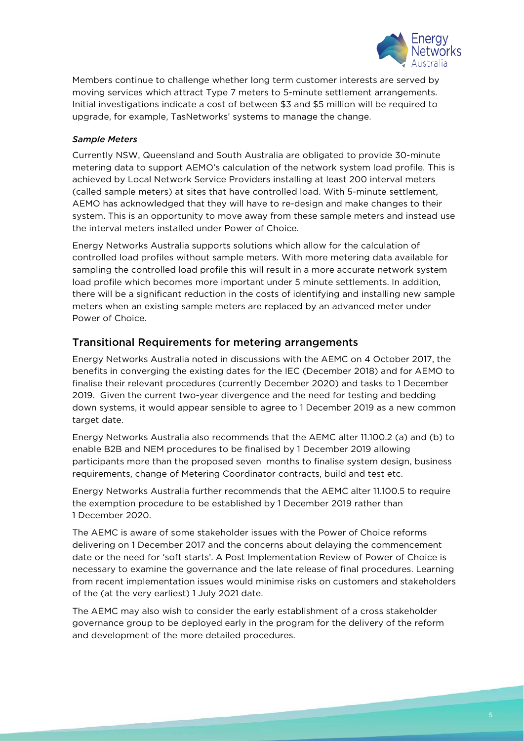Members continue to challenge whether long term customer interests are served by moving services which attract Type 7 meters to 5-minute settlement arrangements. Initial investigations indicate a cost of between $3 and $5 million will be required to upgrade, for example, TasNetworks' systems to manage the change.

*Sample Meters*

Currently NSW, Queensland and South Australia are obligated to provide 30-minute metering data to support AEMO's calculation of the network system load profile. This is achieved by Local Network Service Providers installing at least 200 interval meters (called sample meters) at sites that have controlled load. With 5-minute settlement, AEMO has acknowledged that they will have to re-design and make changes to their system. This is an opportunity to move away from these sample meters and instead use the interval meters installed under Power of Choice.

Energy Networks Australia supports solutions which allow for the calculation of controlled load profiles without sample meters. With more metering data available for sampling the controlled load profile this will result in a more accurate network system load profile which becomes more important under 5 minute settlements. In addition, there will be a significant reduction in the costs of identifying and installing new sample meters when an existing sample meters are replaced by an advanced meter under Power of Choice.

## Transitional Requirements for metering arrangements

Energy Networks Australia noted in discussions with the AEMC on 4 October 2017, the benefits in converging the existing dates for the IEC (December 2018) and for AEMO to finalise their relevant procedures (currently December 2020) and tasks to 1 December 2019. Given the current two-year divergence and the need for testing and bedding down systems, it would appear sensible to agree to 1 December 2019 as a new common target date.

Energy Networks Australia also recommends that the AEMC alter 11.100.2 (a) and (b) to enable B2B and NEM procedures to be finalised by 1 December 2019 allowing participants more than the proposed seven months to finalise system design, business requirements, change of Metering Coordinator contracts, build and test etc.

Energy Networks Australia further recommends that the AEMC alter 11.100.5 to require the exemption procedure to be established by 1 December 2019 rather than 1 December 2020.

The AEMC is aware of some stakeholder issues with the Power of Choice reforms delivering on 1 December 2017 and the concerns about delaying the commencement date or the need for 'soft starts'. A Post Implementation Review of Power of Choice is necessary to examine the governance and the late release of final procedures. Learning from recent implementation issues would minimise risks on customers and stakeholders of the (at the very earliest) 1 July 2021 date.

The AEMC may also wish to consider the early establishment of a cross stakeholder governance group to be deployed early in the program for the delivery of the reform and development of the more detailed procedures.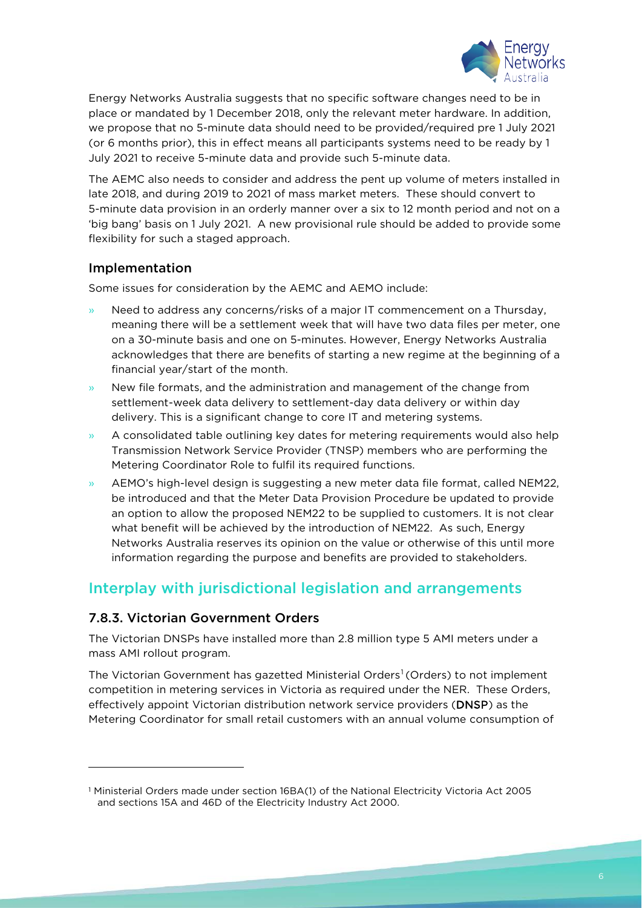Energy Networks Australia suggests that no specific software changes need to be in place or mandated by 1 December 2018, only the relevant meter hardware. In addition, we propose that no 5-minute data should need to be provided/required pre 1 July 2021 (or 6 months prior), this in effect means all participants systems need to be ready by 1 July 2021 to receive 5-minute data and provide such 5-minute data.

The AEMC also needs to consider and address the pent up volume of meters installed in late 2018, and during 2019 to 2021 of mass market meters. These should convert to 5-minute data provision in an orderly manner over a six to 12 month period and not on a 'big bang' basis on 1 July 2021. A new provisional rule should be added to provide some flexibility for such a staged approach.

### Implementation

Some issues for consideration by the AEMC and AEMO include:

- Need to address any concerns/risks of a major IT commencement on a Thursday, meaning there will be a settlement week that will have two data files per meter, one on a 30-minute basis and one on 5-minutes. However, Energy Networks Australia acknowledges that there are benefits of starting a new regime at the beginning of a financial year/start of the month.
- New file formats, and the administration and management of the change from settlement-week data delivery to settlement-day data delivery or within day delivery. This is a significant change to core IT and metering systems.
- A consolidated table outlining key dates for metering requirements would also help Transmission Network Service Provider (TNSP) members who are performing the Metering Coordinator Role to fulfil its required functions.
- AEMO's high-level design is suggesting a new meter data file format, called NEM22, be introduced and that the Meter Data Provision Procedure be updated to provide an option to allow the proposed NEM22 to be supplied to customers. It is not clear what benefit will be achieved by the introduction of NEM22. As such, Energy Networks Australia reserves its opinion on the value or otherwise of this until more information regarding the purpose and benefits are provided to stakeholders.

## Interplay with jurisdictional legislation and arrangements

### 7.8.3. Victorian Government Orders

The Victorian DNSPs have installed more than 2.8 million type 5 AMI meters under a mass AMI rollout program.

The Victorian Government has gazetted Ministerial Orders[1] (Orders) to not implement competition in metering services in Victoria as required under the NER. These Orders, effectively appoint Victorian distribution network service providers (**DNSP**) as the Metering Coordinator for small retail customers with an annual volume consumption of

---

[1] Ministerial Orders made under section 16BA(1) of the National Electricity Victoria Act 2005 and sections 15A and 46D of the Electricity Industry Act 2000.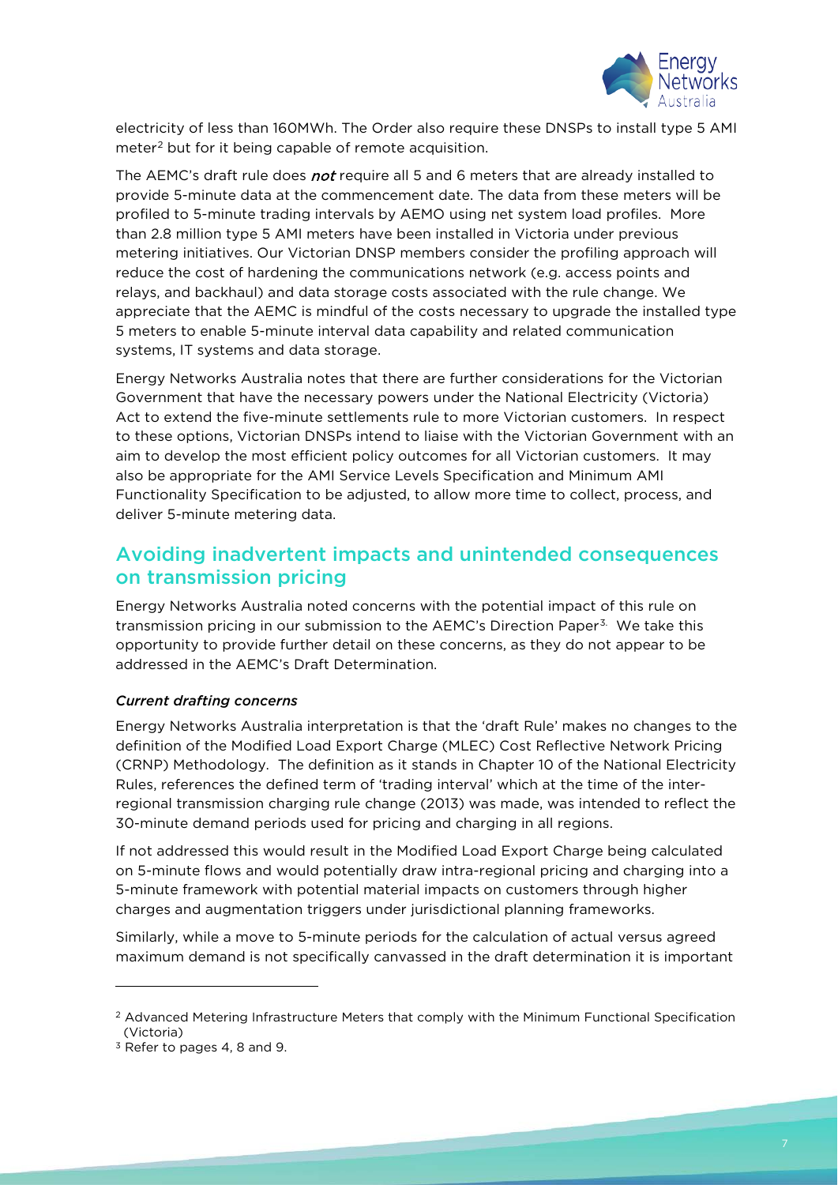electricity of less than 160MWh. The Order also require these DNSPs to install type 5 AMI meter[2] but for it being capable of remote acquisition.

The AEMC's draft rule does ***not*** require all 5 and 6 meters that are already installed to provide 5-minute data at the commencement date. The data from these meters will be profiled to 5-minute trading intervals by AEMO using net system load profiles. More than 2.8 million type 5 AMI meters have been installed in Victoria under previous metering initiatives. Our Victorian DNSP members consider the profiling approach will reduce the cost of hardening the communications network (e.g. access points and relays, and backhaul) and data storage costs associated with the rule change. We appreciate that the AEMC is mindful of the costs necessary to upgrade the installed type 5 meters to enable 5-minute interval data capability and related communication systems, IT systems and data storage.

Energy Networks Australia notes that there are further considerations for the Victorian Government that have the necessary powers under the National Electricity (Victoria) Act to extend the five-minute settlements rule to more Victorian customers. In respect to these options, Victorian DNSPs intend to liaise with the Victorian Government with an aim to develop the most efficient policy outcomes for all Victorian customers. It may also be appropriate for the AMI Service Levels Specification and Minimum AMI Functionality Specification to be adjusted, to allow more time to collect, process, and deliver 5-minute metering data.

## Avoiding inadvertent impacts and unintended consequences on transmission pricing

Energy Networks Australia noted concerns with the potential impact of this rule on transmission pricing in our submission to the AEMC's Direction Paper[3]. We take this opportunity to provide further detail on these concerns, as they do not appear to be addressed in the AEMC's Draft Determination.

### *Current drafting concerns*

Energy Networks Australia interpretation is that the 'draft Rule' makes no changes to the definition of the Modified Load Export Charge (MLEC) Cost Reflective Network Pricing (CRNP) Methodology. The definition as it stands in Chapter 10 of the National Electricity Rules, references the defined term of 'trading interval' which at the time of the inter-regional transmission charging rule change (2013) was made, was intended to reflect the 30-minute demand periods used for pricing and charging in all regions.

If not addressed this would result in the Modified Load Export Charge being calculated on 5-minute flows and would potentially draw intra-regional pricing and charging into a 5-minute framework with potential material impacts on customers through higher charges and augmentation triggers under jurisdictional planning frameworks.

Similarly, while a move to 5-minute periods for the calculation of actual versus agreed maximum demand is not specifically canvassed in the draft determination it is important

---

[2] Advanced Metering Infrastructure Meters that comply with the Minimum Functional Specification (Victoria)

[3] Refer to pages 4, 8 and 9.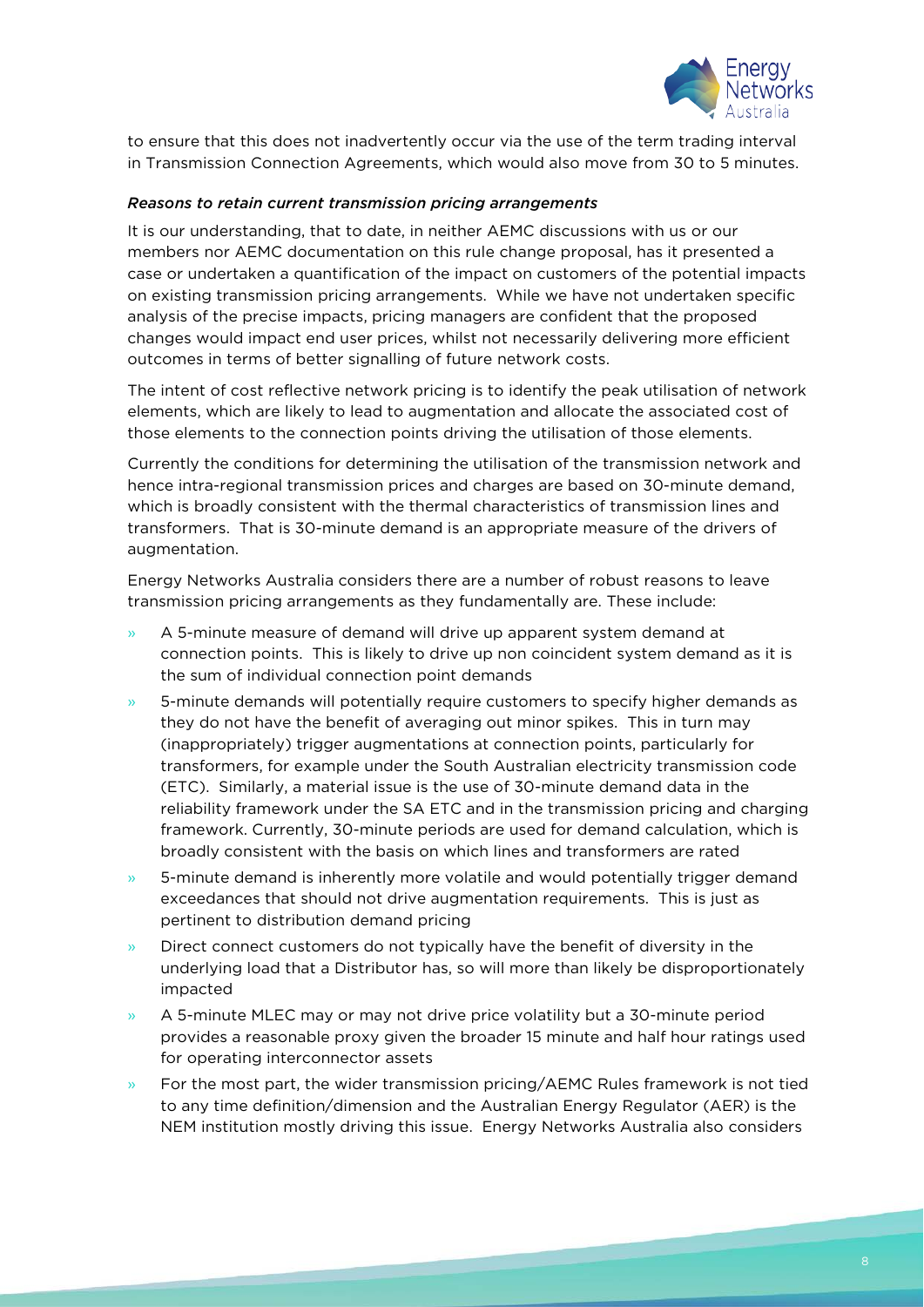to ensure that this does not inadvertently occur via the use of the term trading interval in Transmission Connection Agreements, which would also move from 30 to 5 minutes.

*Reasons to retain current transmission pricing arrangements*

It is our understanding, that to date, in neither AEMC discussions with us or our members nor AEMC documentation on this rule change proposal, has it presented a case or undertaken a quantification of the impact on customers of the potential impacts on existing transmission pricing arrangements. While we have not undertaken specific analysis of the precise impacts, pricing managers are confident that the proposed changes would impact end user prices, whilst not necessarily delivering more efficient outcomes in terms of better signalling of future network costs.

The intent of cost reflective network pricing is to identify the peak utilisation of network elements, which are likely to lead to augmentation and allocate the associated cost of those elements to the connection points driving the utilisation of those elements.

Currently the conditions for determining the utilisation of the transmission network and hence intra-regional transmission prices and charges are based on 30-minute demand, which is broadly consistent with the thermal characteristics of transmission lines and transformers. That is 30-minute demand is an appropriate measure of the drivers of augmentation.

Energy Networks Australia considers there are a number of robust reasons to leave transmission pricing arrangements as they fundamentally are. These include:

- A 5-minute measure of demand will drive up apparent system demand at connection points. This is likely to drive up non coincident system demand as it is the sum of individual connection point demands
- 5-minute demands will potentially require customers to specify higher demands as they do not have the benefit of averaging out minor spikes. This in turn may (inappropriately) trigger augmentations at connection points, particularly for transformers, for example under the South Australian electricity transmission code (ETC). Similarly, a material issue is the use of 30-minute demand data in the reliability framework under the SA ETC and in the transmission pricing and charging framework. Currently, 30-minute periods are used for demand calculation, which is broadly consistent with the basis on which lines and transformers are rated
- 5-minute demand is inherently more volatile and would potentially trigger demand exceedances that should not drive augmentation requirements. This is just as pertinent to distribution demand pricing
- Direct connect customers do not typically have the benefit of diversity in the underlying load that a Distributor has, so will more than likely be disproportionately impacted
- A 5-minute MLEC may or may not drive price volatility but a 30-minute period provides a reasonable proxy given the broader 15 minute and half hour ratings used for operating interconnector assets
- For the most part, the wider transmission pricing/AEMC Rules framework is not tied to any time definition/dimension and the Australian Energy Regulator (AER) is the NEM institution mostly driving this issue. Energy Networks Australia also considers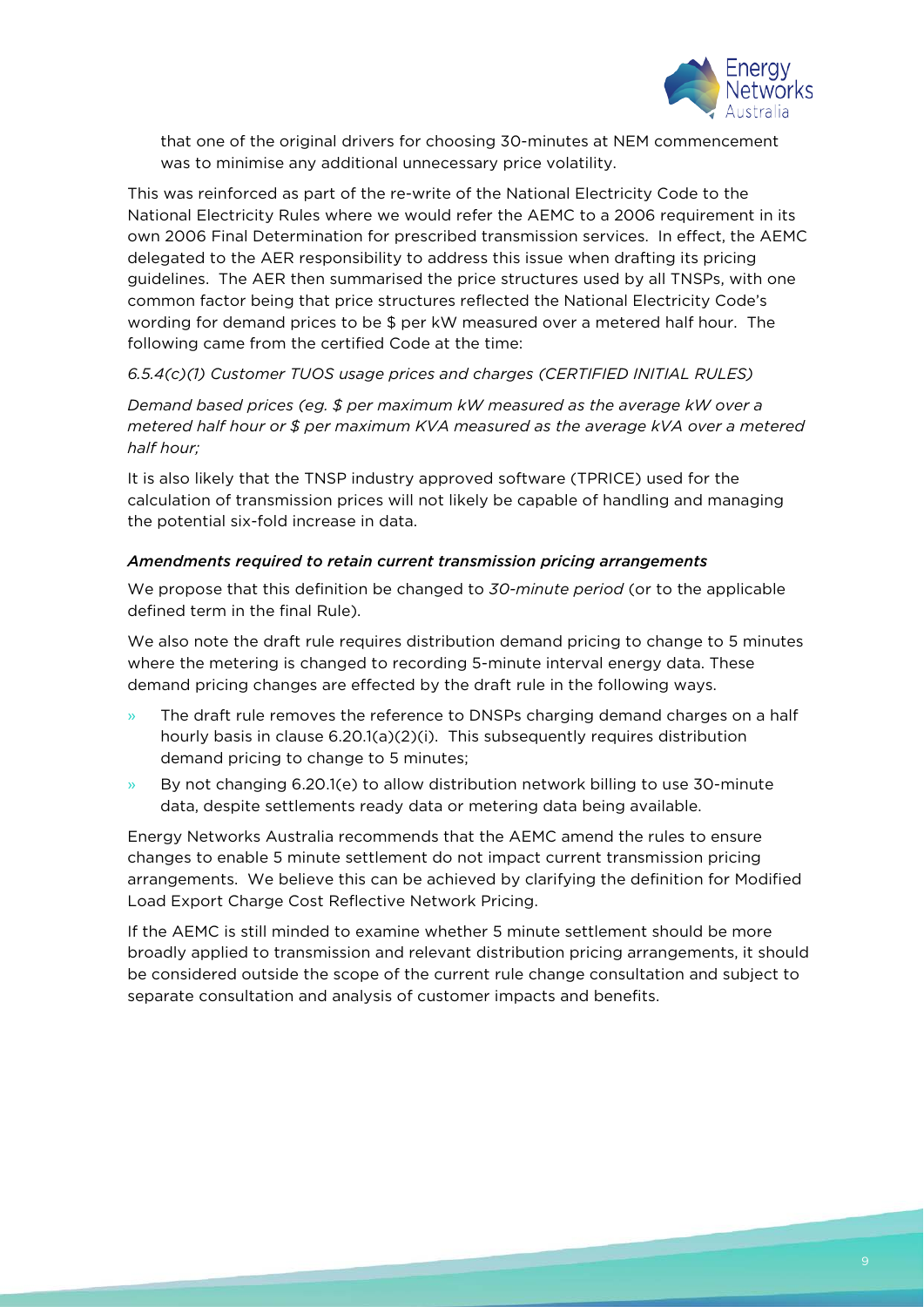that one of the original drivers for choosing 30-minutes at NEM commencement was to minimise any additional unnecessary price volatility.

This was reinforced as part of the re-write of the National Electricity Code to the National Electricity Rules where we would refer the AEMC to a 2006 requirement in its own 2006 Final Determination for prescribed transmission services. In effect, the AEMC delegated to the AER responsibility to address this issue when drafting its pricing guidelines. The AER then summarised the price structures used by all TNSPs, with one common factor being that price structures reflected the National Electricity Code's wording for demand prices to be $ per kW measured over a metered half hour. The following came from the certified Code at the time:

*6.5.4(c)(1) Customer TUOS usage prices and charges (CERTIFIED INITIAL RULES)*

*Demand based prices (eg. $ per maximum kW measured as the average kW over a metered half hour or $ per maximum KVA measured as the average kVA over a metered half hour;*

It is also likely that the TNSP industry approved software (TPRICE) used for the calculation of transmission prices will not likely be capable of handling and managing the potential six-fold increase in data.

### *Amendments required to retain current transmission pricing arrangements*

We propose that this definition be changed to *30-minute period* (or to the applicable defined term in the final Rule).

We also note the draft rule requires distribution demand pricing to change to 5 minutes where the metering is changed to recording 5-minute interval energy data. These demand pricing changes are effected by the draft rule in the following ways.

- The draft rule removes the reference to DNSPs charging demand charges on a half hourly basis in clause 6.20.1(a)(2)(i). This subsequently requires distribution demand pricing to change to 5 minutes;
- By not changing 6.20.1(e) to allow distribution network billing to use 30-minute data, despite settlements ready data or metering data being available.

Energy Networks Australia recommends that the AEMC amend the rules to ensure changes to enable 5 minute settlement do not impact current transmission pricing arrangements. We believe this can be achieved by clarifying the definition for Modified Load Export Charge Cost Reflective Network Pricing.

If the AEMC is still minded to examine whether 5 minute settlement should be more broadly applied to transmission and relevant distribution pricing arrangements, it should be considered outside the scope of the current rule change consultation and subject to separate consultation and analysis of customer impacts and benefits.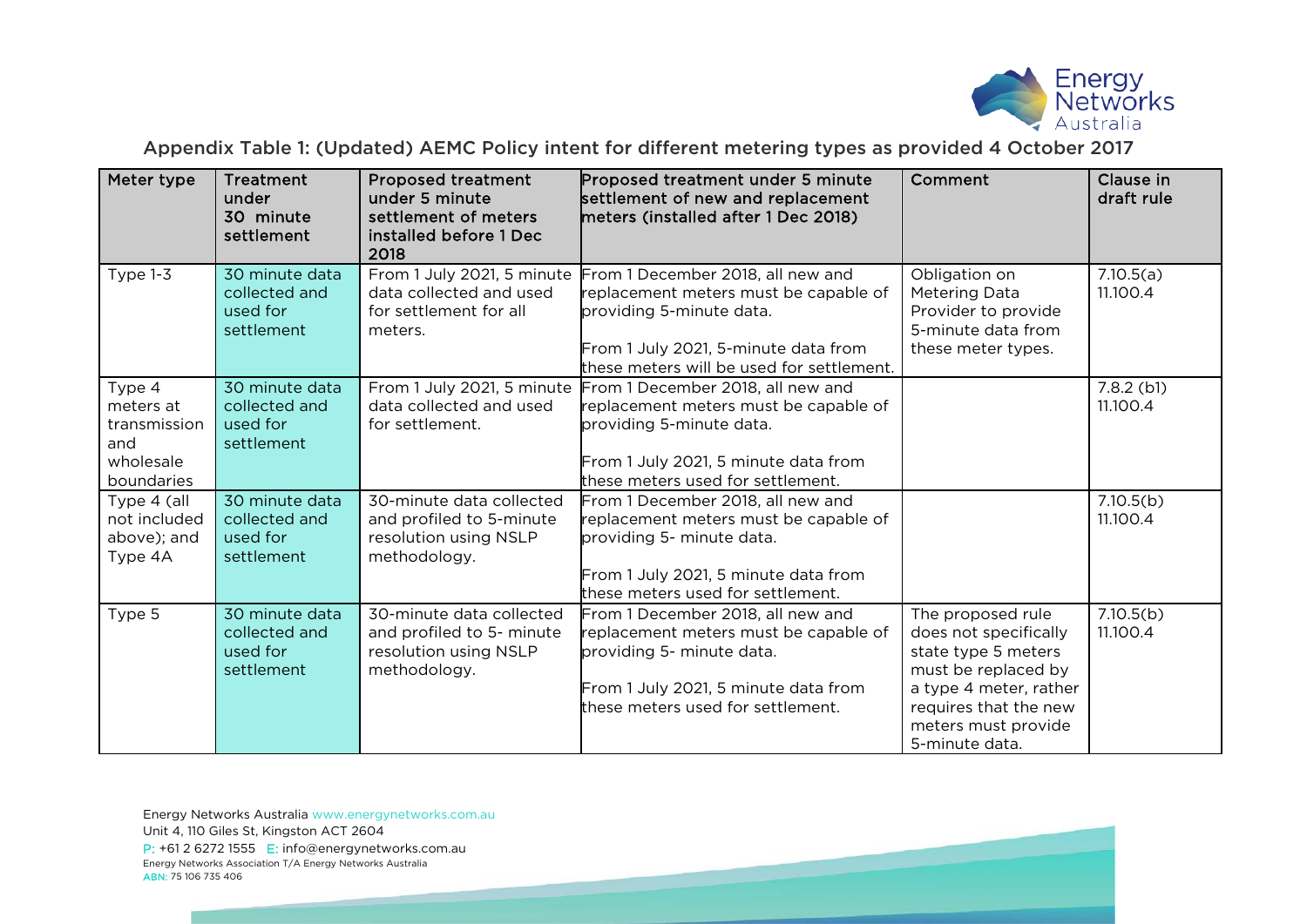Appendix Table 1: (Updated) AEMC Policy intent for different metering types as provided 4 October 2017

| Meter type | Treatment under 30 minute settlement | Proposed treatment under 5 minute settlement of meters installed before 1 Dec 2018 | Proposed treatment under 5 minute settlement of new and replacement meters (installed after 1 Dec 2018) | Comment | Clause in draft rule |
|---|---|---|---|---|---|
| Type 1-3 | 30 minute data collected and used for settlement | From 1 July 2021, 5 minute data collected and used for settlement for all meters. | From 1 December 2018, all new and replacement meters must be capable of providing 5-minute data.<br><br>From 1 July 2021, 5-minute data from these meters will be used for settlement. | Obligation on Metering Data Provider to provide 5-minute data from these meter types. | 7.10.5(a)<br>11.100.4 |
| Type 4 meters at transmission and wholesale boundaries | 30 minute data collected and used for settlement | From 1 July 2021, 5 minute data collected and used for settlement. | From 1 December 2018, all new and replacement meters must be capable of providing 5-minute data.<br><br>From 1 July 2021, 5 minute data from these meters used for settlement. | | 7.8.2 (b1)<br>11.100.4 |
| Type 4 (all not included above); and Type 4A | 30 minute data collected and used for settlement | 30-minute data collected and profiled to 5-minute resolution using NSLP methodology. | From 1 December 2018, all new and replacement meters must be capable of providing 5- minute data.<br><br>From 1 July 2021, 5 minute data from these meters used for settlement. | | 7.10.5(b)<br>11.100.4 |
| Type 5 | 30 minute data collected and used for settlement | 30-minute data collected and profiled to 5- minute resolution using NSLP methodology. | From 1 December 2018, all new and replacement meters must be capable of providing 5- minute data.<br><br>From 1 July 2021, 5 minute data from these meters used for settlement. | The proposed rule does not specifically state type 5 meters must be replaced by a type 4 meter, rather requires that the new meters must provide 5-minute data. | 7.10.5(b)<br>11.100.4 |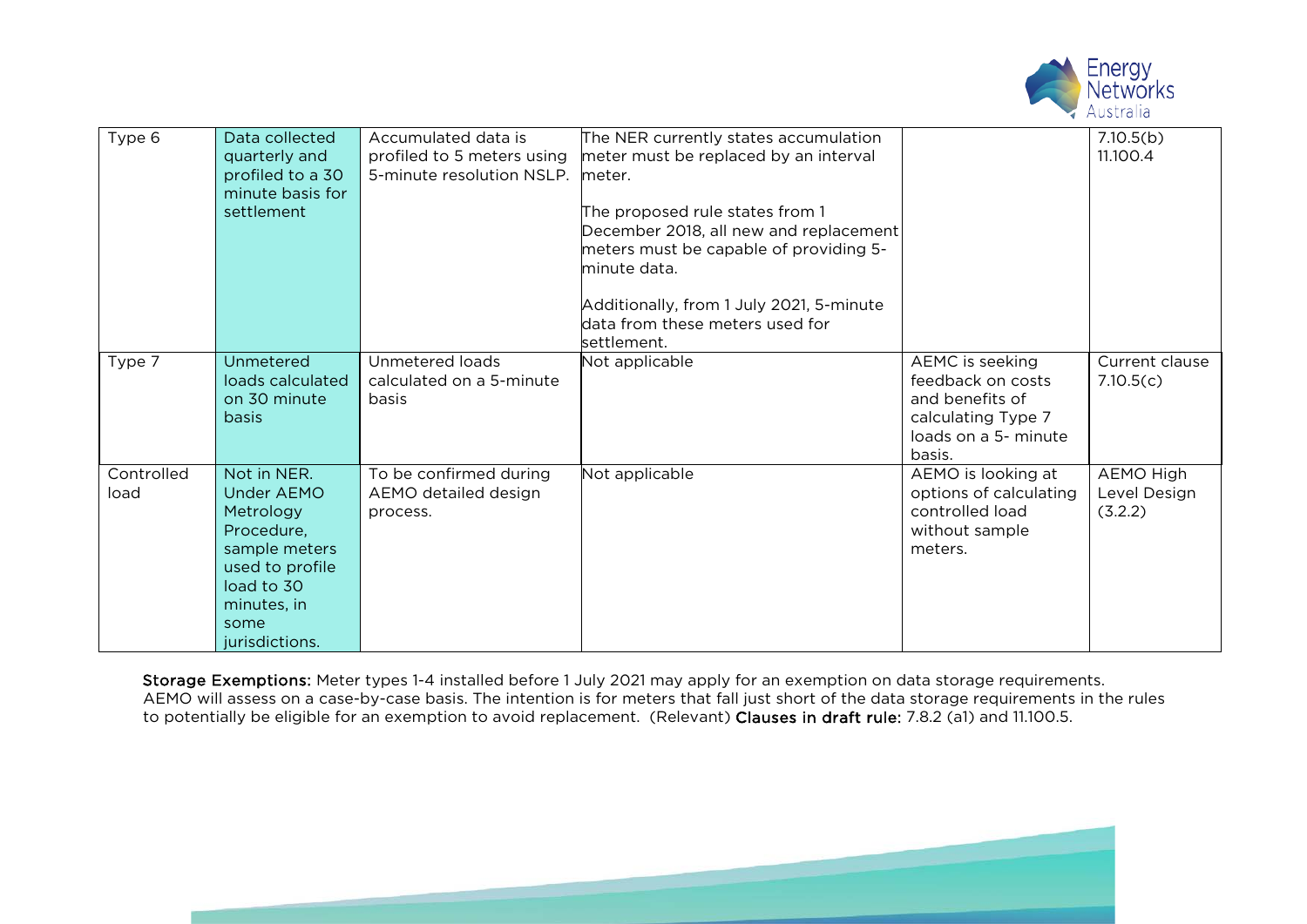| | | | | | |
|---|---|---|---|---|---|
| Type 6 | Data collected quarterly and profiled to a 30 minute basis for settlement | Accumulated data is profiled to 5 meters using 5-minute resolution NSLP. | The NER currently states accumulation meter must be replaced by an interval meter.<br><br>The proposed rule states from 1 December 2018, all new and replacement meters must be capable of providing 5-minute data.<br><br>Additionally, from 1 July 2021, 5-minute data from these meters used for settlement. | | 7.10.5(b)<br>11.100.4 |
| Type 7 | Unmetered loads calculated on 30 minute basis | Unmetered loads calculated on a 5-minute basis | Not applicable | AEMC is seeking feedback on costs and benefits of calculating Type 7 loads on a 5- minute basis. | Current clause 7.10.5(c) |
| Controlled load | Not in NER. Under AEMO Metrology Procedure, sample meters used to profile load to 30 minutes, in some jurisdictions. | To be confirmed during AEMO detailed design process. | Not applicable | AEMO is looking at options of calculating controlled load without sample meters. | AEMO High Level Design (3.2.2) |

**Storage Exemptions:** Meter types 1-4 installed before 1 July 2021 may apply for an exemption on data storage requirements. AEMO will assess on a case-by-case basis. The intention is for meters that fall just short of the data storage requirements in the rules to potentially be eligible for an exemption to avoid replacement. (Relevant) **Clauses in draft rule:** 7.8.2 (a1) and 11.100.5.